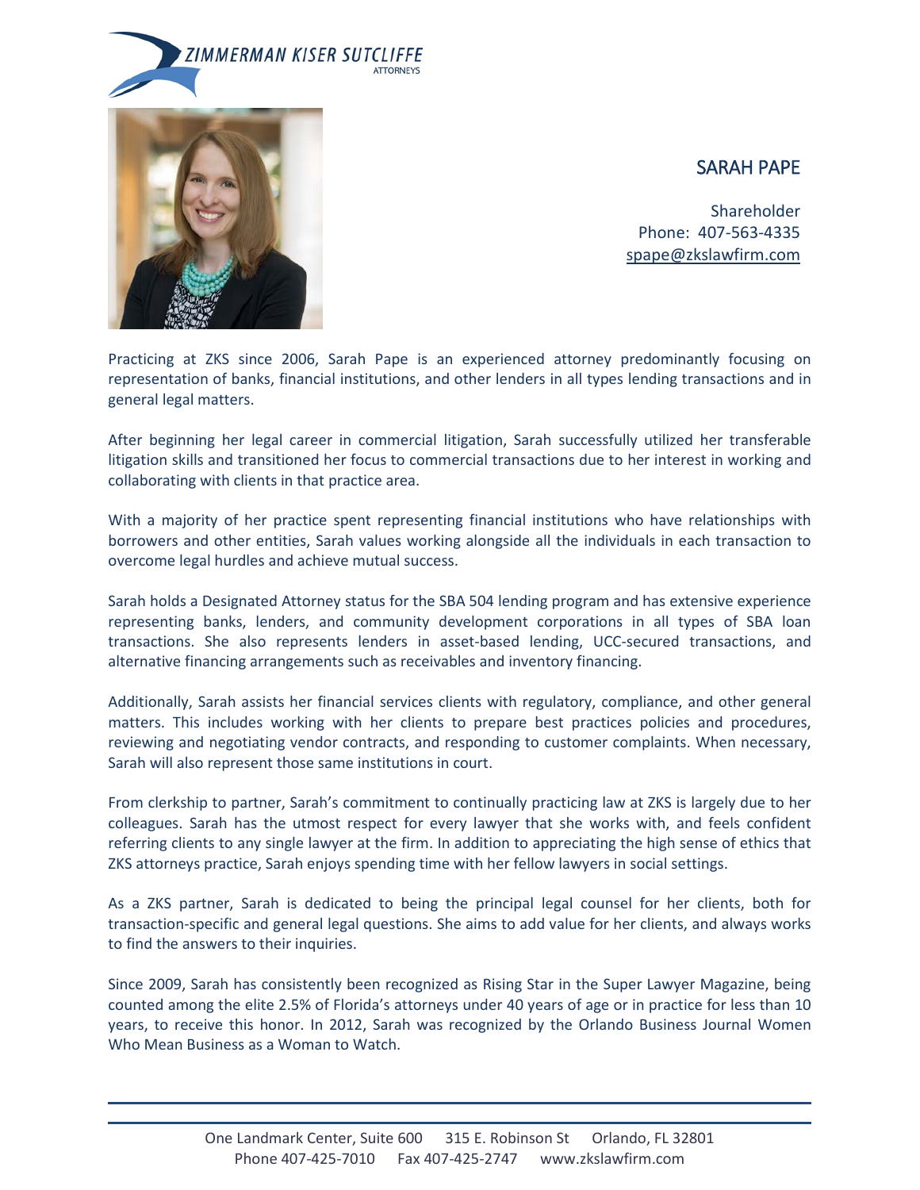ZIMMERMAN KISER SUTCLIFFE
ATTORNEYS

# SARAH PAPE

Shareholder
Phone: 407-563-4335
spape@zkslawfirm.com

Practicing at ZKS since 2006, Sarah Pape is an experienced attorney predominantly focusing on representation of banks, financial institutions, and other lenders in all types lending transactions and in general legal matters.

After beginning her legal career in commercial litigation, Sarah successfully utilized her transferable litigation skills and transitioned her focus to commercial transactions due to her interest in working and collaborating with clients in that practice area.

With a majority of her practice spent representing financial institutions who have relationships with borrowers and other entities, Sarah values working alongside all the individuals in each transaction to overcome legal hurdles and achieve mutual success.

Sarah holds a Designated Attorney status for the SBA 504 lending program and has extensive experience representing banks, lenders, and community development corporations in all types of SBA loan transactions. She also represents lenders in asset-based lending, UCC-secured transactions, and alternative financing arrangements such as receivables and inventory financing.

Additionally, Sarah assists her financial services clients with regulatory, compliance, and other general matters. This includes working with her clients to prepare best practices policies and procedures, reviewing and negotiating vendor contracts, and responding to customer complaints. When necessary, Sarah will also represent those same institutions in court.

From clerkship to partner, Sarah's commitment to continually practicing law at ZKS is largely due to her colleagues. Sarah has the utmost respect for every lawyer that she works with, and feels confident referring clients to any single lawyer at the firm. In addition to appreciating the high sense of ethics that ZKS attorneys practice, Sarah enjoys spending time with her fellow lawyers in social settings.

As a ZKS partner, Sarah is dedicated to being the principal legal counsel for her clients, both for transaction-specific and general legal questions. She aims to add value for her clients, and always works to find the answers to their inquiries.

Since 2009, Sarah has consistently been recognized as Rising Star in the Super Lawyer Magazine, being counted among the elite 2.5% of Florida's attorneys under 40 years of age or in practice for less than 10 years, to receive this honor. In 2012, Sarah was recognized by the Orlando Business Journal Women Who Mean Business as a Woman to Watch.

One Landmark Center, Suite 600 315 E. Robinson St Orlando, FL 32801
Phone 407-425-7010 Fax 407-425-2747 www.zkslawfirm.com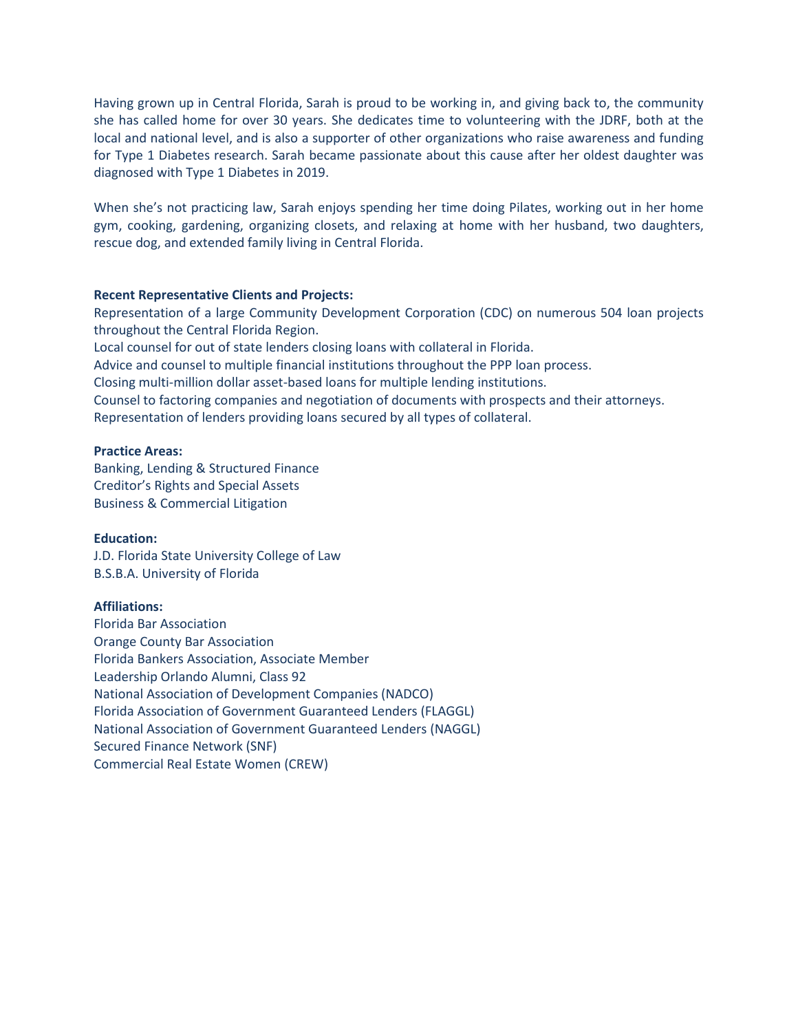Having grown up in Central Florida, Sarah is proud to be working in, and giving back to, the community she has called home for over 30 years. She dedicates time to volunteering with the JDRF, both at the local and national level, and is also a supporter of other organizations who raise awareness and funding for Type 1 Diabetes research. Sarah became passionate about this cause after her oldest daughter was diagnosed with Type 1 Diabetes in 2019.

When she's not practicing law, Sarah enjoys spending her time doing Pilates, working out in her home gym, cooking, gardening, organizing closets, and relaxing at home with her husband, two daughters, rescue dog, and extended family living in Central Florida.

**Recent Representative Clients and Projects:**

Representation of a large Community Development Corporation (CDC) on numerous 504 loan projects throughout the Central Florida Region.
Local counsel for out of state lenders closing loans with collateral in Florida.
Advice and counsel to multiple financial institutions throughout the PPP loan process.
Closing multi-million dollar asset-based loans for multiple lending institutions.
Counsel to factoring companies and negotiation of documents with prospects and their attorneys.
Representation of lenders providing loans secured by all types of collateral.

**Practice Areas:**

Banking, Lending & Structured Finance
Creditor's Rights and Special Assets
Business & Commercial Litigation

**Education:**

J.D. Florida State University College of Law
B.S.B.A. University of Florida

**Affiliations:**

Florida Bar Association
Orange County Bar Association
Florida Bankers Association, Associate Member
Leadership Orlando Alumni, Class 92
National Association of Development Companies (NADCO)
Florida Association of Government Guaranteed Lenders (FLAGGL)
National Association of Government Guaranteed Lenders (NAGGL)
Secured Finance Network (SNF)
Commercial Real Estate Women (CREW)